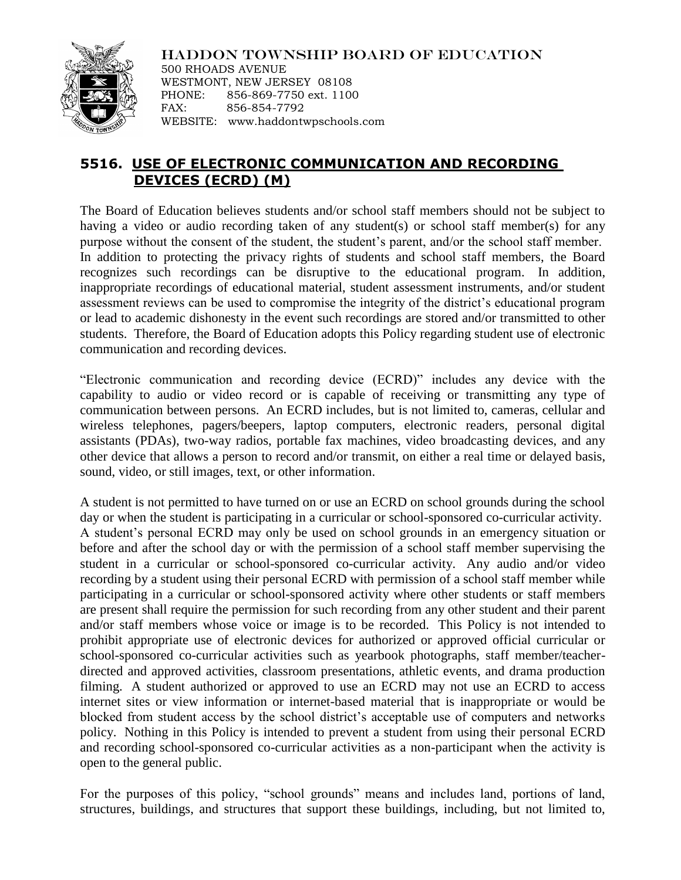HADDON TOWNSHIP BOARD OF EDUCATION
500 RHOADS AVENUE
WESTMONT, NEW JERSEY 08108
PHONE: 856-869-7750 ext. 1100
FAX: 856-854-7792
WEBSITE: www.haddontwpschools.com

# 5516. USE OF ELECTRONIC COMMUNICATION AND RECORDING DEVICES (ECRD) (M)

The Board of Education believes students and/or school staff members should not be subject to having a video or audio recording taken of any student(s) or school staff member(s) for any purpose without the consent of the student, the student's parent, and/or the school staff member. In addition to protecting the privacy rights of students and school staff members, the Board recognizes such recordings can be disruptive to the educational program. In addition, inappropriate recordings of educational material, student assessment instruments, and/or student assessment reviews can be used to compromise the integrity of the district's educational program or lead to academic dishonesty in the event such recordings are stored and/or transmitted to other students. Therefore, the Board of Education adopts this Policy regarding student use of electronic communication and recording devices.

"Electronic communication and recording device (ECRD)" includes any device with the capability to audio or video record or is capable of receiving or transmitting any type of communication between persons. An ECRD includes, but is not limited to, cameras, cellular and wireless telephones, pagers/beepers, laptop computers, electronic readers, personal digital assistants (PDAs), two-way radios, portable fax machines, video broadcasting devices, and any other device that allows a person to record and/or transmit, on either a real time or delayed basis, sound, video, or still images, text, or other information.

A student is not permitted to have turned on or use an ECRD on school grounds during the school day or when the student is participating in a curricular or school-sponsored co-curricular activity. A student's personal ECRD may only be used on school grounds in an emergency situation or before and after the school day or with the permission of a school staff member supervising the student in a curricular or school-sponsored co-curricular activity. Any audio and/or video recording by a student using their personal ECRD with permission of a school staff member while participating in a curricular or school-sponsored activity where other students or staff members are present shall require the permission for such recording from any other student and their parent and/or staff members whose voice or image is to be recorded. This Policy is not intended to prohibit appropriate use of electronic devices for authorized or approved official curricular or school-sponsored co-curricular activities such as yearbook photographs, staff member/teacher-directed and approved activities, classroom presentations, athletic events, and drama production filming. A student authorized or approved to use an ECRD may not use an ECRD to access internet sites or view information or internet-based material that is inappropriate or would be blocked from student access by the school district's acceptable use of computers and networks policy. Nothing in this Policy is intended to prevent a student from using their personal ECRD and recording school-sponsored co-curricular activities as a non-participant when the activity is open to the general public.

For the purposes of this policy, "school grounds" means and includes land, portions of land, structures, buildings, and structures that support these buildings, including, but not limited to,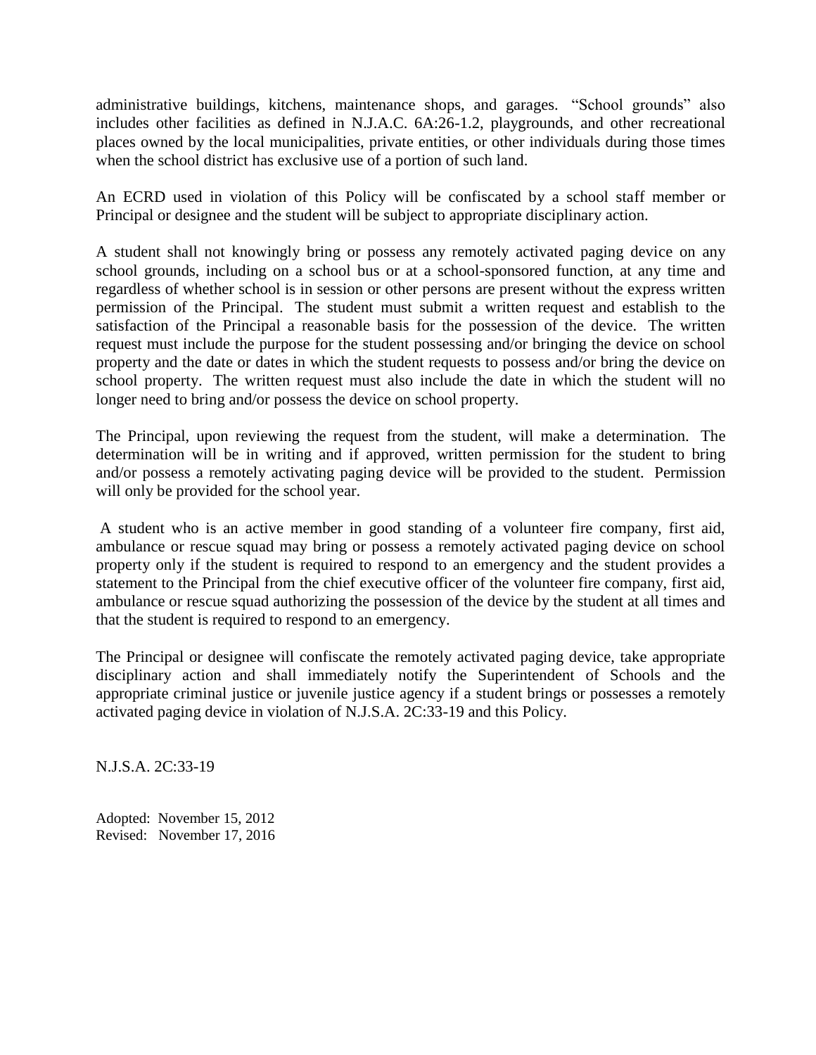administrative buildings, kitchens, maintenance shops, and garages. "School grounds" also includes other facilities as defined in N.J.A.C. 6A:26-1.2, playgrounds, and other recreational places owned by the local municipalities, private entities, or other individuals during those times when the school district has exclusive use of a portion of such land.

An ECRD used in violation of this Policy will be confiscated by a school staff member or Principal or designee and the student will be subject to appropriate disciplinary action.

A student shall not knowingly bring or possess any remotely activated paging device on any school grounds, including on a school bus or at a school-sponsored function, at any time and regardless of whether school is in session or other persons are present without the express written permission of the Principal. The student must submit a written request and establish to the satisfaction of the Principal a reasonable basis for the possession of the device. The written request must include the purpose for the student possessing and/or bringing the device on school property and the date or dates in which the student requests to possess and/or bring the device on school property. The written request must also include the date in which the student will no longer need to bring and/or possess the device on school property.

The Principal, upon reviewing the request from the student, will make a determination. The determination will be in writing and if approved, written permission for the student to bring and/or possess a remotely activating paging device will be provided to the student. Permission will only be provided for the school year.

A student who is an active member in good standing of a volunteer fire company, first aid, ambulance or rescue squad may bring or possess a remotely activated paging device on school property only if the student is required to respond to an emergency and the student provides a statement to the Principal from the chief executive officer of the volunteer fire company, first aid, ambulance or rescue squad authorizing the possession of the device by the student at all times and that the student is required to respond to an emergency.

The Principal or designee will confiscate the remotely activated paging device, take appropriate disciplinary action and shall immediately notify the Superintendent of Schools and the appropriate criminal justice or juvenile justice agency if a student brings or possesses a remotely activated paging device in violation of N.J.S.A. 2C:33-19 and this Policy.

N.J.S.A. 2C:33-19

Adopted: November 15, 2012
Revised: November 17, 2016